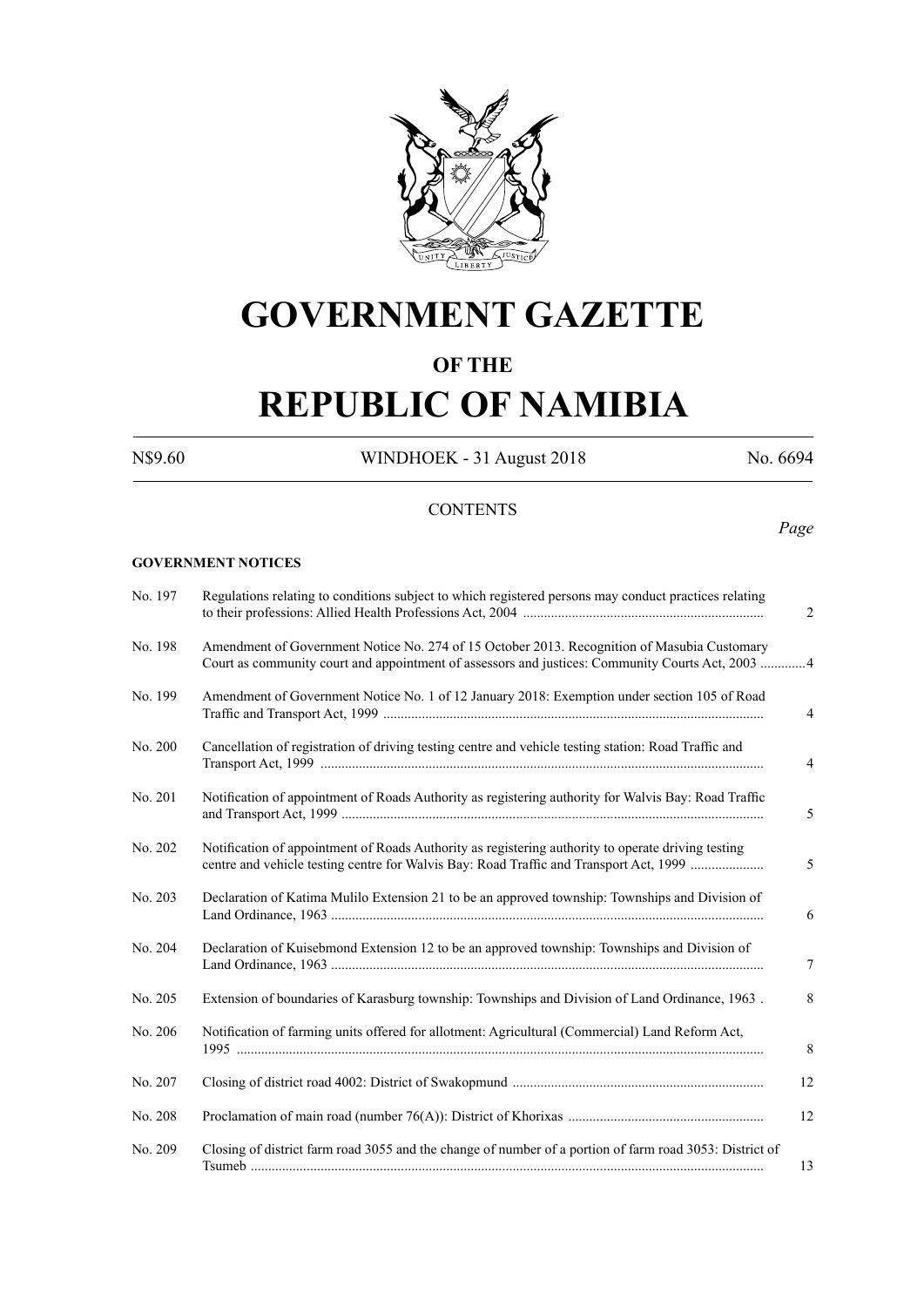# GOVERNMENT GAZETTE

## OF THE

# REPUBLIC OF NAMIBIA

N$9.60 WINDHOEK - 31 August 2018 No. 6694

CONTENTS

*Page*

**GOVERNMENT NOTICES**

| | | Page |
|---|---|---|
| No. 197 | Regulations relating to conditions subject to which registered persons may conduct practices relating to their professions: Allied Health Professions Act, 2004 | 2 |
| No. 198 | Amendment of Government Notice No. 274 of 15 October 2013. Recognition of Masubia Customary Court as community court and appointment of assessors and justices: Community Courts Act, 2003 | 4 |
| No. 199 | Amendment of Government Notice No. 1 of 12 January 2018: Exemption under section 105 of Road Traffic and Transport Act, 1999 | 4 |
| No. 200 | Cancellation of registration of driving testing centre and vehicle testing station: Road Traffic and Transport Act, 1999 | 4 |
| No. 201 | Notification of appointment of Roads Authority as registering authority for Walvis Bay: Road Traffic and Transport Act, 1999 | 5 |
| No. 202 | Notification of appointment of Roads Authority as registering authority to operate driving testing centre and vehicle testing centre for Walvis Bay: Road Traffic and Transport Act, 1999 | 5 |
| No. 203 | Declaration of Katima Mulilo Extension 21 to be an approved township: Townships and Division of Land Ordinance, 1963 | 6 |
| No. 204 | Declaration of Kuisebmond Extension 12 to be an approved township: Townships and Division of Land Ordinance, 1963 | 7 |
| No. 205 | Extension of boundaries of Karasburg township: Townships and Division of Land Ordinance, 1963 . | 8 |
| No. 206 | Notification of farming units offered for allotment: Agricultural (Commercial) Land Reform Act, 1995 | 8 |
| No. 207 | Closing of district road 4002: District of Swakopmund | 12 |
| No. 208 | Proclamation of main road (number 76(A)): District of Khorixas | 12 |
| No. 209 | Closing of district farm road 3055 and the change of number of a portion of farm road 3053: District of Tsumeb | 13 |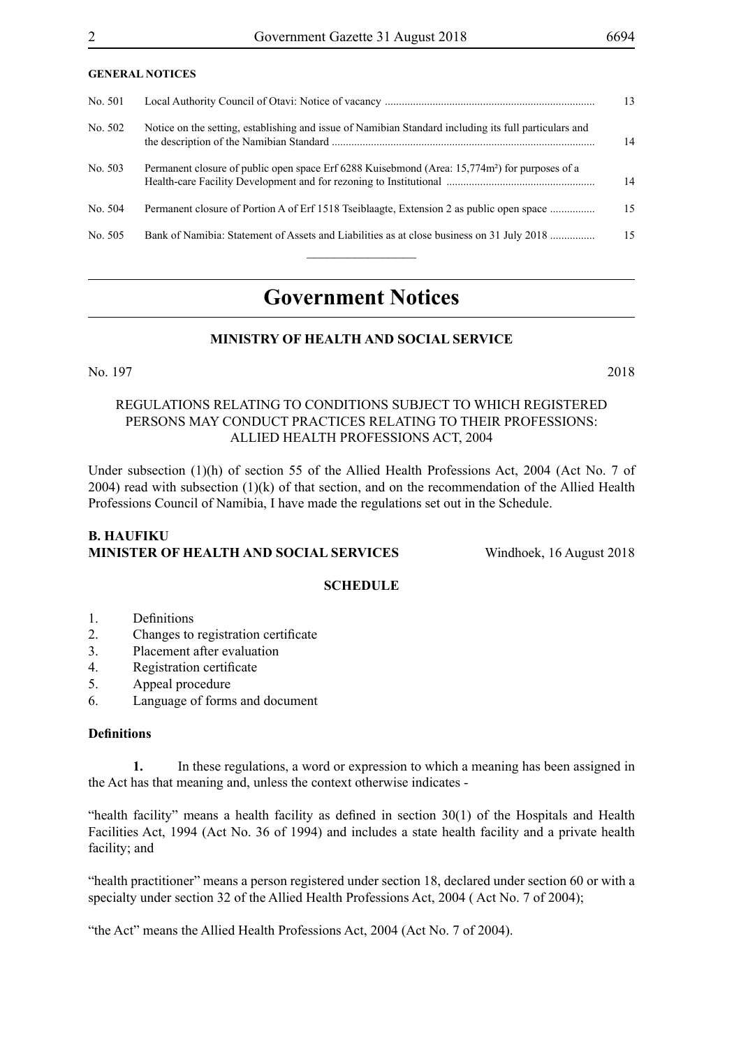**GENERAL NOTICES**

| | | |
|---|---|---|
| No. 501 | Local Authority Council of Otavi: Notice of vacancy ........................................................................... | 13 |
| No. 502 | Notice on the setting, establishing and issue of Namibian Standard including its full particulars and the description of the Namibian Standard ............................................................................................. | 14 |
| No. 503 | Permanent closure of public open space Erf 6288 Kuisebmond (Area: 15,774m²) for purposes of a Health-care Facility Development and for rezoning to Institutional ..................................................... | 14 |
| No. 504 | Permanent closure of Portion A of Erf 1518 Tseiblaagte, Extension 2 as public open space ................ | 15 |
| No. 505 | Bank of Namibia: Statement of Assets and Liabilities as at close business on 31 July 2018 ................ | 15 |

# Government Notices

## MINISTRY OF HEALTH AND SOCIAL SERVICE

No. 197 2018

REGULATIONS RELATING TO CONDITIONS SUBJECT TO WHICH REGISTERED PERSONS MAY CONDUCT PRACTICES RELATING TO THEIR PROFESSIONS: ALLIED HEALTH PROFESSIONS ACT, 2004

Under subsection (1)(h) of section 55 of the Allied Health Professions Act, 2004 (Act No. 7 of 2004) read with subsection (1)(k) of that section, and on the recommendation of the Allied Health Professions Council of Namibia, I have made the regulations set out in the Schedule.

**B. HAUFIKU**
**MINISTER OF HEALTH AND SOCIAL SERVICES** Windhoek, 16 August 2018

**SCHEDULE**

1. Definitions
2. Changes to registration certificate
3. Placement after evaluation
4. Registration certificate
5. Appeal procedure
6. Language of forms and document

**Definitions**

**1.** In these regulations, a word or expression to which a meaning has been assigned in the Act has that meaning and, unless the context otherwise indicates -

"health facility" means a health facility as defined in section 30(1) of the Hospitals and Health Facilities Act, 1994 (Act No. 36 of 1994) and includes a state health facility and a private health facility; and

"health practitioner" means a person registered under section 18, declared under section 60 or with a specialty under section 32 of the Allied Health Professions Act, 2004 ( Act No. 7 of 2004);

"the Act" means the Allied Health Professions Act, 2004 (Act No. 7 of 2004).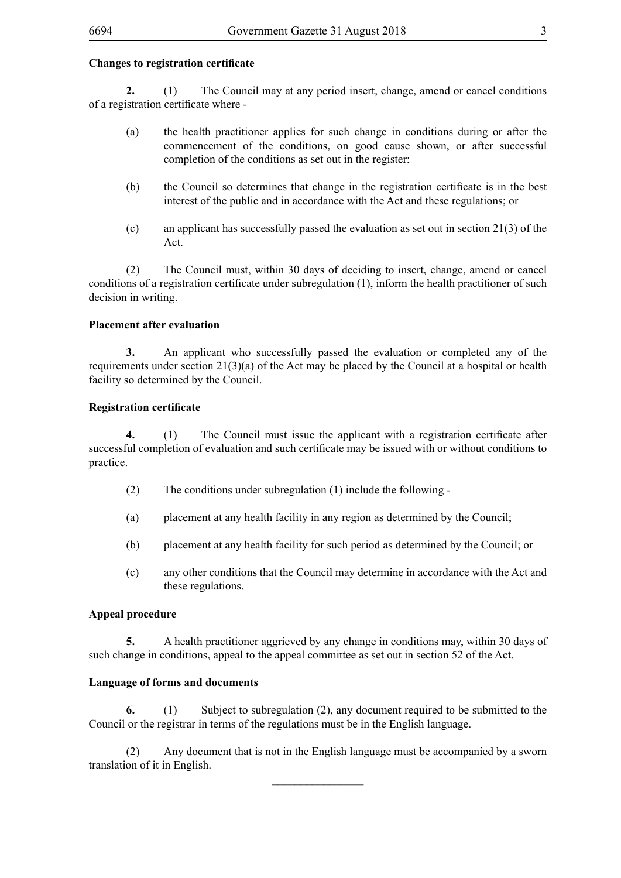**Changes to registration certificate**

**2.** (1) The Council may at any period insert, change, amend or cancel conditions of a registration certificate where -

(a) the health practitioner applies for such change in conditions during or after the commencement of the conditions, on good cause shown, or after successful completion of the conditions as set out in the register;

(b) the Council so determines that change in the registration certificate is in the best interest of the public and in accordance with the Act and these regulations; or

(c) an applicant has successfully passed the evaluation as set out in section 21(3) of the Act.

(2) The Council must, within 30 days of deciding to insert, change, amend or cancel conditions of a registration certificate under subregulation (1), inform the health practitioner of such decision in writing.

**Placement after evaluation**

**3.** An applicant who successfully passed the evaluation or completed any of the requirements under section 21(3)(a) of the Act may be placed by the Council at a hospital or health facility so determined by the Council.

**Registration certificate**

**4.** (1) The Council must issue the applicant with a registration certificate after successful completion of evaluation and such certificate may be issued with or without conditions to practice.

(2) The conditions under subregulation (1) include the following -

(a) placement at any health facility in any region as determined by the Council;

(b) placement at any health facility for such period as determined by the Council; or

(c) any other conditions that the Council may determine in accordance with the Act and these regulations.

**Appeal procedure**

**5.** A health practitioner aggrieved by any change in conditions may, within 30 days of such change in conditions, appeal to the appeal committee as set out in section 52 of the Act.

**Language of forms and documents**

**6.** (1) Subject to subregulation (2), any document required to be submitted to the Council or the registrar in terms of the regulations must be in the English language.

(2) Any document that is not in the English language must be accompanied by a sworn translation of it in English.

________________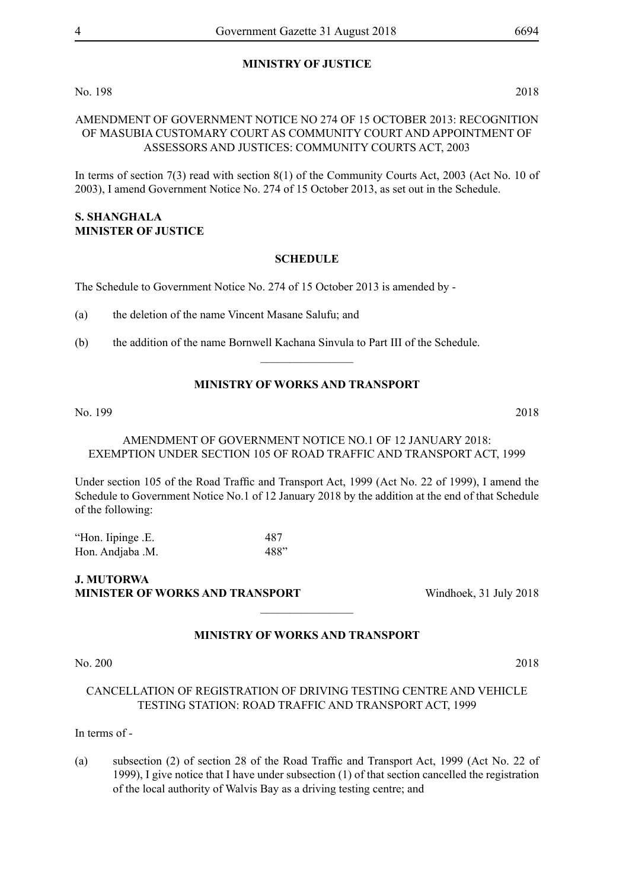## MINISTRY OF JUSTICE

No. 198 2018

AMENDMENT OF GOVERNMENT NOTICE NO 274 OF 15 OCTOBER 2013: RECOGNITION OF MASUBIA CUSTOMARY COURT AS COMMUNITY COURT AND APPOINTMENT OF ASSESSORS AND JUSTICES: COMMUNITY COURTS ACT, 2003

In terms of section 7(3) read with section 8(1) of the Community Courts Act, 2003 (Act No. 10 of 2003), I amend Government Notice No. 274 of 15 October 2013, as set out in the Schedule.

**S. SHANGHALA**
**MINISTER OF JUSTICE**

### SCHEDULE

The Schedule to Government Notice No. 274 of 15 October 2013 is amended by -

(a) the deletion of the name Vincent Masane Salufu; and

(b) the addition of the name Bornwell Kachana Sinvula to Part III of the Schedule.

---

## MINISTRY OF WORKS AND TRANSPORT

No. 199 2018

AMENDMENT OF GOVERNMENT NOTICE NO.1 OF 12 JANUARY 2018: EXEMPTION UNDER SECTION 105 OF ROAD TRAFFIC AND TRANSPORT ACT, 1999

Under section 105 of the Road Traffic and Transport Act, 1999 (Act No. 22 of 1999), I amend the Schedule to Government Notice No.1 of 12 January 2018 by the addition at the end of that Schedule of the following:

| | |
|---|---|
| "Hon. Iipinge .E. | 487 |
| Hon. Andjaba .M. | 488" |

**J. MUTORWA**
**MINISTER OF WORKS AND TRANSPORT** Windhoek, 31 July 2018

---

## MINISTRY OF WORKS AND TRANSPORT

No. 200 2018

CANCELLATION OF REGISTRATION OF DRIVING TESTING CENTRE AND VEHICLE TESTING STATION: ROAD TRAFFIC AND TRANSPORT ACT, 1999

In terms of -

(a) subsection (2) of section 28 of the Road Traffic and Transport Act, 1999 (Act No. 22 of 1999), I give notice that I have under subsection (1) of that section cancelled the registration of the local authority of Walvis Bay as a driving testing centre; and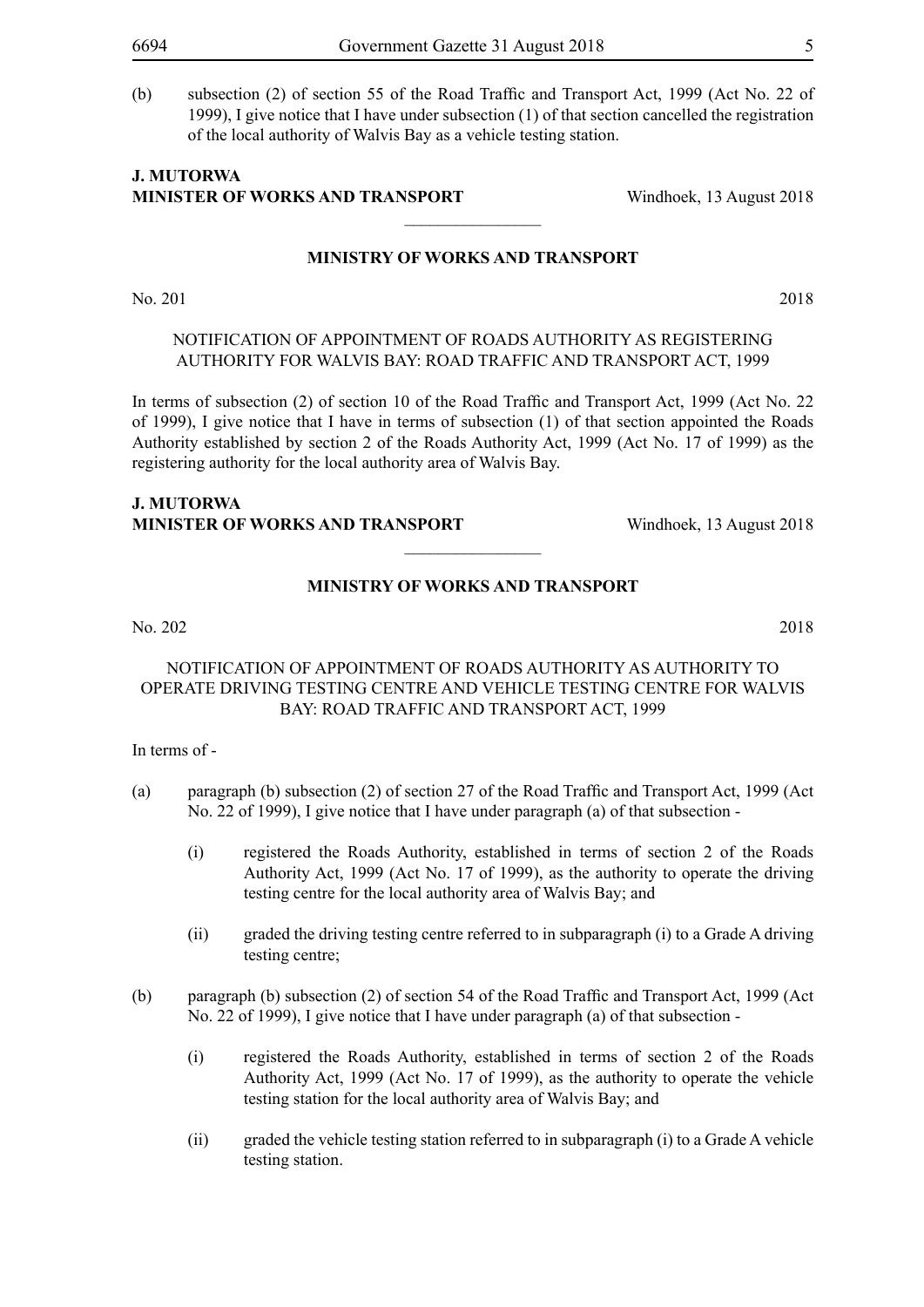(b) subsection (2) of section 55 of the Road Traffic and Transport Act, 1999 (Act No. 22 of 1999), I give notice that I have under subsection (1) of that section cancelled the registration of the local authority of Walvis Bay as a vehicle testing station.

**J. MUTORWA**
**MINISTER OF WORKS AND TRANSPORT** Windhoek, 13 August 2018

________________

**MINISTRY OF WORKS AND TRANSPORT**

No. 201 2018

NOTIFICATION OF APPOINTMENT OF ROADS AUTHORITY AS REGISTERING AUTHORITY FOR WALVIS BAY: ROAD TRAFFIC AND TRANSPORT ACT, 1999

In terms of subsection (2) of section 10 of the Road Traffic and Transport Act, 1999 (Act No. 22 of 1999), I give notice that I have in terms of subsection (1) of that section appointed the Roads Authority established by section 2 of the Roads Authority Act, 1999 (Act No. 17 of 1999) as the registering authority for the local authority area of Walvis Bay.

**J. MUTORWA**
**MINISTER OF WORKS AND TRANSPORT** Windhoek, 13 August 2018

________________

**MINISTRY OF WORKS AND TRANSPORT**

No. 202 2018

NOTIFICATION OF APPOINTMENT OF ROADS AUTHORITY AS AUTHORITY TO OPERATE DRIVING TESTING CENTRE AND VEHICLE TESTING CENTRE FOR WALVIS BAY: ROAD TRAFFIC AND TRANSPORT ACT, 1999

In terms of -

(a) paragraph (b) subsection (2) of section 27 of the Road Traffic and Transport Act, 1999 (Act No. 22 of 1999), I give notice that I have under paragraph (a) of that subsection -

 (i) registered the Roads Authority, established in terms of section 2 of the Roads Authority Act, 1999 (Act No. 17 of 1999), as the authority to operate the driving testing centre for the local authority area of Walvis Bay; and

 (ii) graded the driving testing centre referred to in subparagraph (i) to a Grade A driving testing centre;

(b) paragraph (b) subsection (2) of section 54 of the Road Traffic and Transport Act, 1999 (Act No. 22 of 1999), I give notice that I have under paragraph (a) of that subsection -

 (i) registered the Roads Authority, established in terms of section 2 of the Roads Authority Act, 1999 (Act No. 17 of 1999), as the authority to operate the vehicle testing station for the local authority area of Walvis Bay; and

 (ii) graded the vehicle testing station referred to in subparagraph (i) to a Grade A vehicle testing station.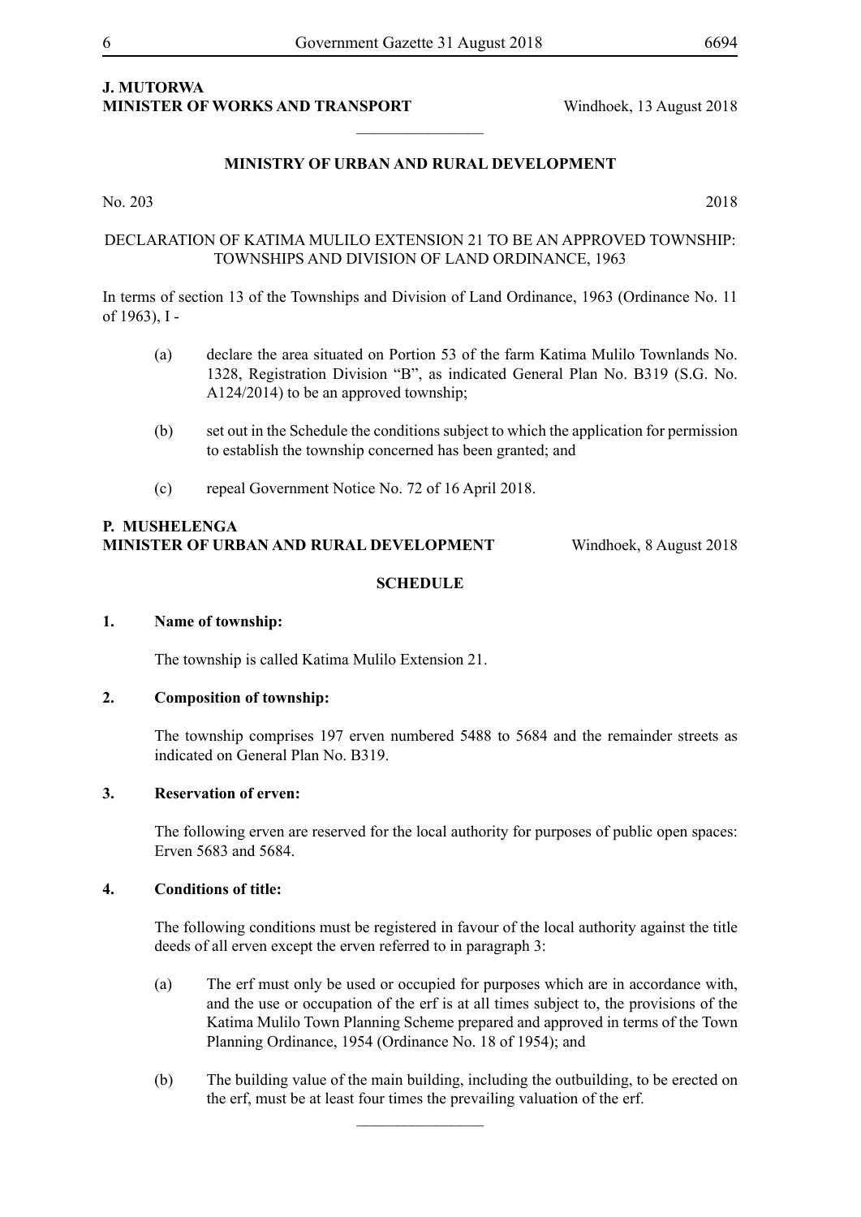**J. MUTORWA**
**MINISTER OF WORKS AND TRANSPORT** Windhoek, 13 August 2018

---

## MINISTRY OF URBAN AND RURAL DEVELOPMENT

No. 203 2018

DECLARATION OF KATIMA MULILO EXTENSION 21 TO BE AN APPROVED TOWNSHIP: TOWNSHIPS AND DIVISION OF LAND ORDINANCE, 1963

In terms of section 13 of the Townships and Division of Land Ordinance, 1963 (Ordinance No. 11 of 1963), I -

(a) declare the area situated on Portion 53 of the farm Katima Mulilo Townlands No. 1328, Registration Division "B", as indicated General Plan No. B319 (S.G. No. A124/2014) to be an approved township;

(b) set out in the Schedule the conditions subject to which the application for permission to establish the township concerned has been granted; and

(c) repeal Government Notice No. 72 of 16 April 2018.

**P. MUSHELENGA**
**MINISTER OF URBAN AND RURAL DEVELOPMENT** Windhoek, 8 August 2018

### SCHEDULE

**1. Name of township:**

The township is called Katima Mulilo Extension 21.

**2. Composition of township:**

The township comprises 197 erven numbered 5488 to 5684 and the remainder streets as indicated on General Plan No. B319.

**3. Reservation of erven:**

The following erven are reserved for the local authority for purposes of public open spaces: Erven 5683 and 5684.

**4. Conditions of title:**

The following conditions must be registered in favour of the local authority against the title deeds of all erven except the erven referred to in paragraph 3:

(a) The erf must only be used or occupied for purposes which are in accordance with, and the use or occupation of the erf is at all times subject to, the provisions of the Katima Mulilo Town Planning Scheme prepared and approved in terms of the Town Planning Ordinance, 1954 (Ordinance No. 18 of 1954); and

(b) The building value of the main building, including the outbuilding, to be erected on the erf, must be at least four times the prevailing valuation of the erf.

---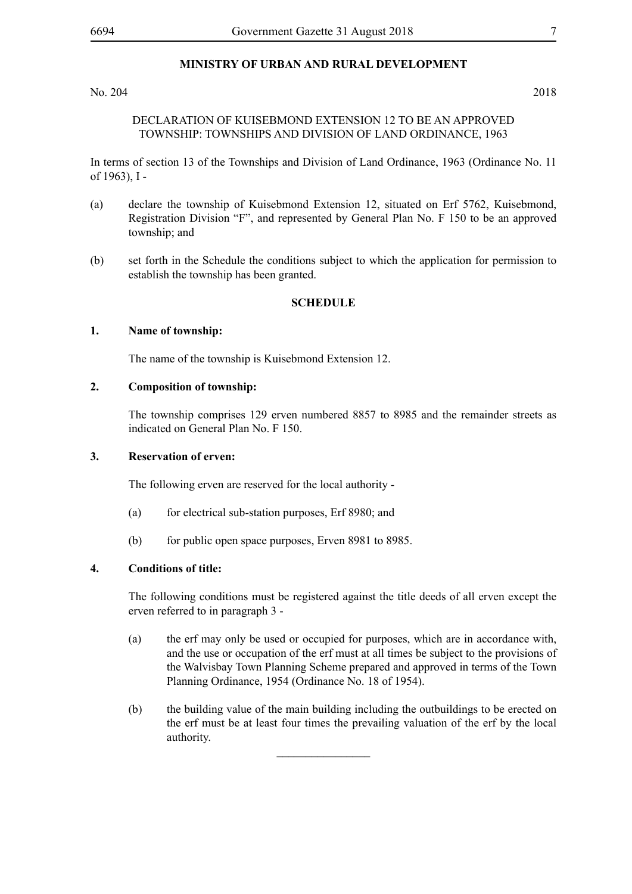## MINISTRY OF URBAN AND RURAL DEVELOPMENT

No. 204 2018

DECLARATION OF KUISEBMOND EXTENSION 12 TO BE AN APPROVED TOWNSHIP: TOWNSHIPS AND DIVISION OF LAND ORDINANCE, 1963

In terms of section 13 of the Townships and Division of Land Ordinance, 1963 (Ordinance No. 11 of 1963), I -

(a) declare the township of Kuisebmond Extension 12, situated on Erf 5762, Kuisebmond, Registration Division "F", and represented by General Plan No. F 150 to be an approved township; and

(b) set forth in the Schedule the conditions subject to which the application for permission to establish the township has been granted.

### SCHEDULE

**1. Name of township:**

The name of the township is Kuisebmond Extension 12.

**2. Composition of township:**

The township comprises 129 erven numbered 8857 to 8985 and the remainder streets as indicated on General Plan No. F 150.

**3. Reservation of erven:**

The following erven are reserved for the local authority -

(a) for electrical sub-station purposes, Erf 8980; and

(b) for public open space purposes, Erven 8981 to 8985.

**4. Conditions of title:**

The following conditions must be registered against the title deeds of all erven except the erven referred to in paragraph 3 -

(a) the erf may only be used or occupied for purposes, which are in accordance with, and the use or occupation of the erf must at all times be subject to the provisions of the Walvisbay Town Planning Scheme prepared and approved in terms of the Town Planning Ordinance, 1954 (Ordinance No. 18 of 1954).

(b) the building value of the main building including the outbuildings to be erected on the erf must be at least four times the prevailing valuation of the erf by the local authority.

________________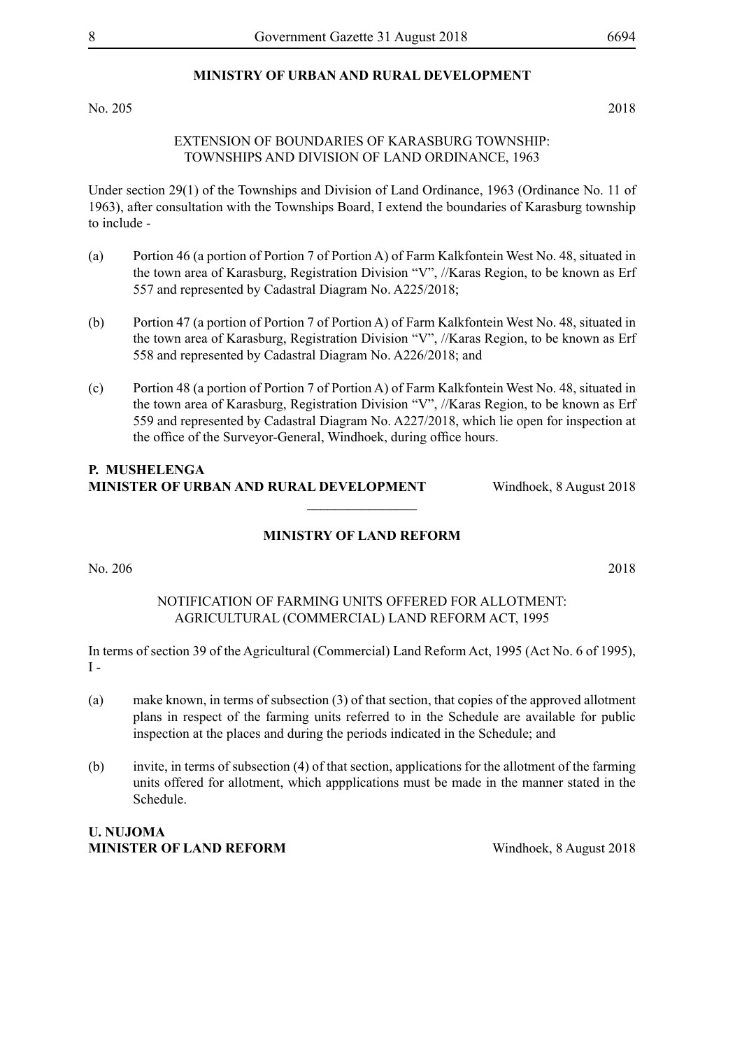## MINISTRY OF URBAN AND RURAL DEVELOPMENT

No. 205 2018

EXTENSION OF BOUNDARIES OF KARASBURG TOWNSHIP:
TOWNSHIPS AND DIVISION OF LAND ORDINANCE, 1963

Under section 29(1) of the Townships and Division of Land Ordinance, 1963 (Ordinance No. 11 of 1963), after consultation with the Townships Board, I extend the boundaries of Karasburg township to include -

(a) Portion 46 (a portion of Portion 7 of Portion A) of Farm Kalkfontein West No. 48, situated in the town area of Karasburg, Registration Division "V", //Karas Region, to be known as Erf 557 and represented by Cadastral Diagram No. A225/2018;

(b) Portion 47 (a portion of Portion 7 of Portion A) of Farm Kalkfontein West No. 48, situated in the town area of Karasburg, Registration Division "V", //Karas Region, to be known as Erf 558 and represented by Cadastral Diagram No. A226/2018; and

(c) Portion 48 (a portion of Portion 7 of Portion A) of Farm Kalkfontein West No. 48, situated in the town area of Karasburg, Registration Division "V", //Karas Region, to be known as Erf 559 and represented by Cadastral Diagram No. A227/2018, which lie open for inspection at the office of the Surveyor-General, Windhoek, during office hours.

**P. MUSHELENGA**
**MINISTER OF URBAN AND RURAL DEVELOPMENT** Windhoek, 8 August 2018

---

## MINISTRY OF LAND REFORM

No. 206 2018

NOTIFICATION OF FARMING UNITS OFFERED FOR ALLOTMENT:
AGRICULTURAL (COMMERCIAL) LAND REFORM ACT, 1995

In terms of section 39 of the Agricultural (Commercial) Land Reform Act, 1995 (Act No. 6 of 1995), I -

(a) make known, in terms of subsection (3) of that section, that copies of the approved allotment plans in respect of the farming units referred to in the Schedule are available for public inspection at the places and during the periods indicated in the Schedule; and

(b) invite, in terms of subsection (4) of that section, applications for the allotment of the farming units offered for allotment, which appplications must be made in the manner stated in the Schedule.

**U. NUJOMA**
**MINISTER OF LAND REFORM** Windhoek, 8 August 2018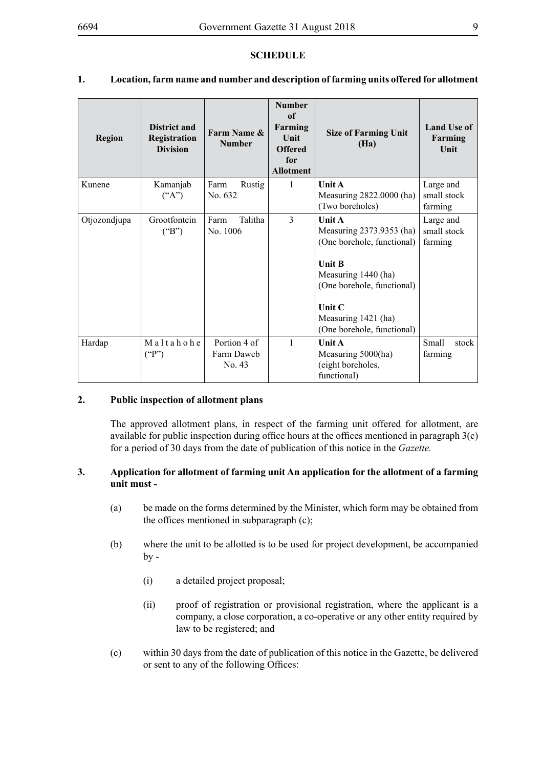**SCHEDULE**

**1. Location, farm name and number and description of farming units offered for allotment**

| Region | District and Registration Division | Farm Name & Number | Number of Farming Unit Offered for Allotment | Size of Farming Unit (Ha) | Land Use of Farming Unit |
|---|---|---|---|---|---|
| Kunene | Kamanjab ("A") | Farm Rustig No. 632 | 1 | **Unit A** Measuring 2822.0000 (ha) (Two boreholes) | Large and small stock farming |
| Otjozondjupa | Grootfontein ("B") | Farm Talitha No. 1006 | 3 | **Unit A** Measuring 2373.9353 (ha) (One borehole, functional)<br><br>**Unit B** Measuring 1440 (ha) (One borehole, functional)<br><br>**Unit C** Measuring 1421 (ha) (One borehole, functional) | Large and small stock farming |
| Hardap | Maltahohe ("P") | Portion 4 of Farm Daweb No. 43 | 1 | **Unit A** Measuring 5000(ha) (eight boreholes, functional) | Small stock farming |

**2. Public inspection of allotment plans**

The approved allotment plans, in respect of the farming unit offered for allotment, are available for public inspection during office hours at the offices mentioned in paragraph 3(c) for a period of 30 days from the date of publication of this notice in the *Gazette.*

**3. Application for allotment of farming unit An application for the allotment of a farming unit must -**

(a) be made on the forms determined by the Minister, which form may be obtained from the offices mentioned in subparagraph (c);

(b) where the unit to be allotted is to be used for project development, be accompanied by -

(i) a detailed project proposal;

(ii) proof of registration or provisional registration, where the applicant is a company, a close corporation, a co-operative or any other entity required by law to be registered; and

(c) within 30 days from the date of publication of this notice in the Gazette, be delivered or sent to any of the following Offices: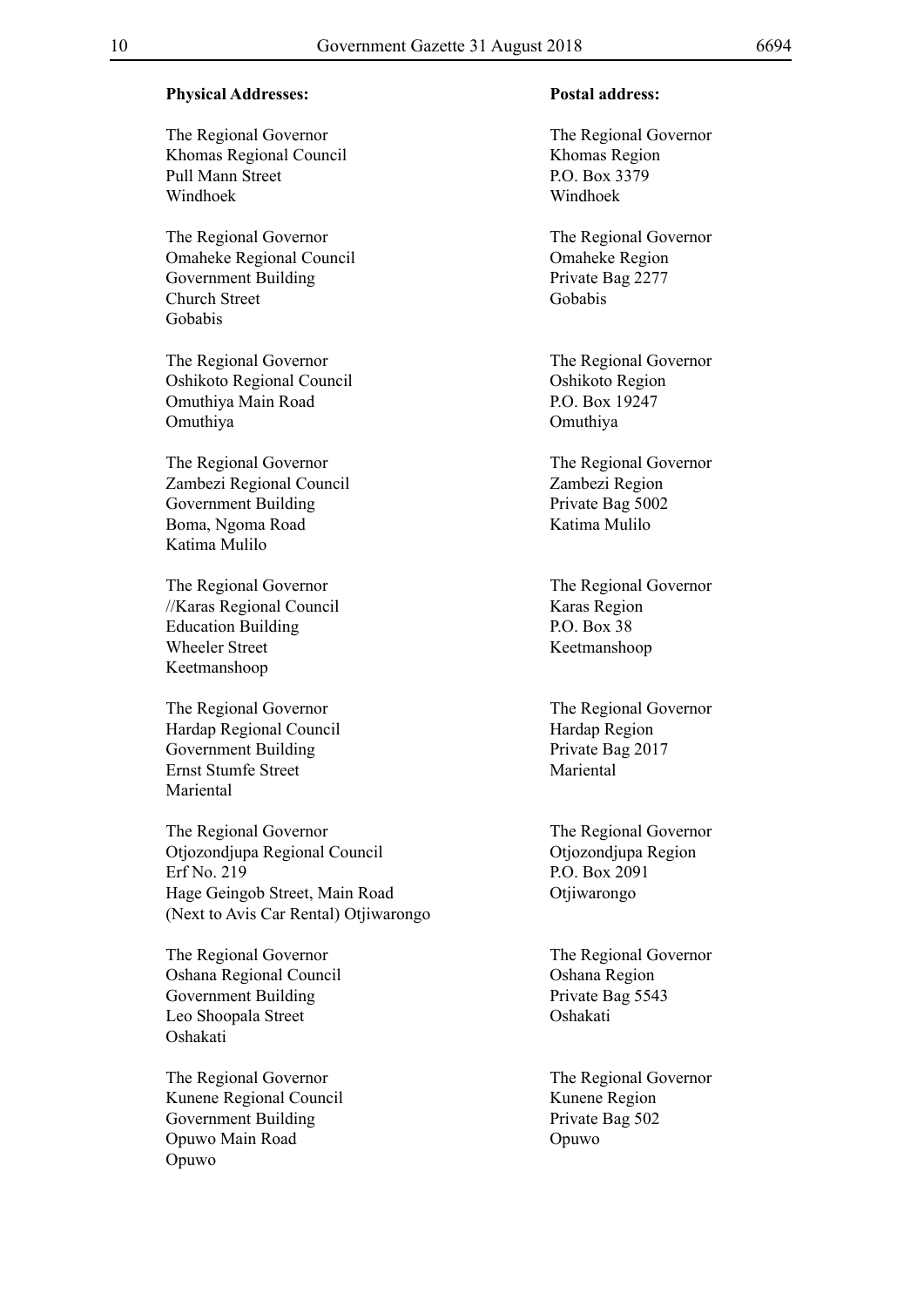| **Physical Addresses:** | **Postal address:** |
| --- | --- |
| The Regional Governor<br>Khomas Regional Council<br>Pull Mann Street<br>Windhoek | The Regional Governor<br>Khomas Region<br>P.O. Box 3379<br>Windhoek |
| The Regional Governor<br>Omaheke Regional Council<br>Government Building<br>Church Street<br>Gobabis | The Regional Governor<br>Omaheke Region<br>Private Bag 2277<br>Gobabis |
| The Regional Governor<br>Oshikoto Regional Council<br>Omuthiya Main Road<br>Omuthiya | The Regional Governor<br>Oshikoto Region<br>P.O. Box 19247<br>Omuthiya |
| The Regional Governor<br>Zambezi Regional Council<br>Government Building<br>Boma, Ngoma Road<br>Katima Mulilo | The Regional Governor<br>Zambezi Region<br>Private Bag 5002<br>Katima Mulilo |
| The Regional Governor<br>//Karas Regional Council<br>Education Building<br>Wheeler Street<br>Keetmanshoop | The Regional Governor<br>Karas Region<br>P.O. Box 38<br>Keetmanshoop |
| The Regional Governor<br>Hardap Regional Council<br>Government Building<br>Ernst Stumfe Street<br>Mariental | The Regional Governor<br>Hardap Region<br>Private Bag 2017<br>Mariental |
| The Regional Governor<br>Otjozondjupa Regional Council<br>Erf No. 219<br>Hage Geingob Street, Main Road<br>(Next to Avis Car Rental) Otjiwarongo | The Regional Governor<br>Otjozondjupa Region<br>P.O. Box 2091<br>Otjiwarongo |
| The Regional Governor<br>Oshana Regional Council<br>Government Building<br>Leo Shoopala Street<br>Oshakati | The Regional Governor<br>Oshana Region<br>Private Bag 5543<br>Oshakati |
| The Regional Governor<br>Kunene Regional Council<br>Government Building<br>Opuwo Main Road<br>Opuwo | The Regional Governor<br>Kunene Region<br>Private Bag 502<br>Opuwo |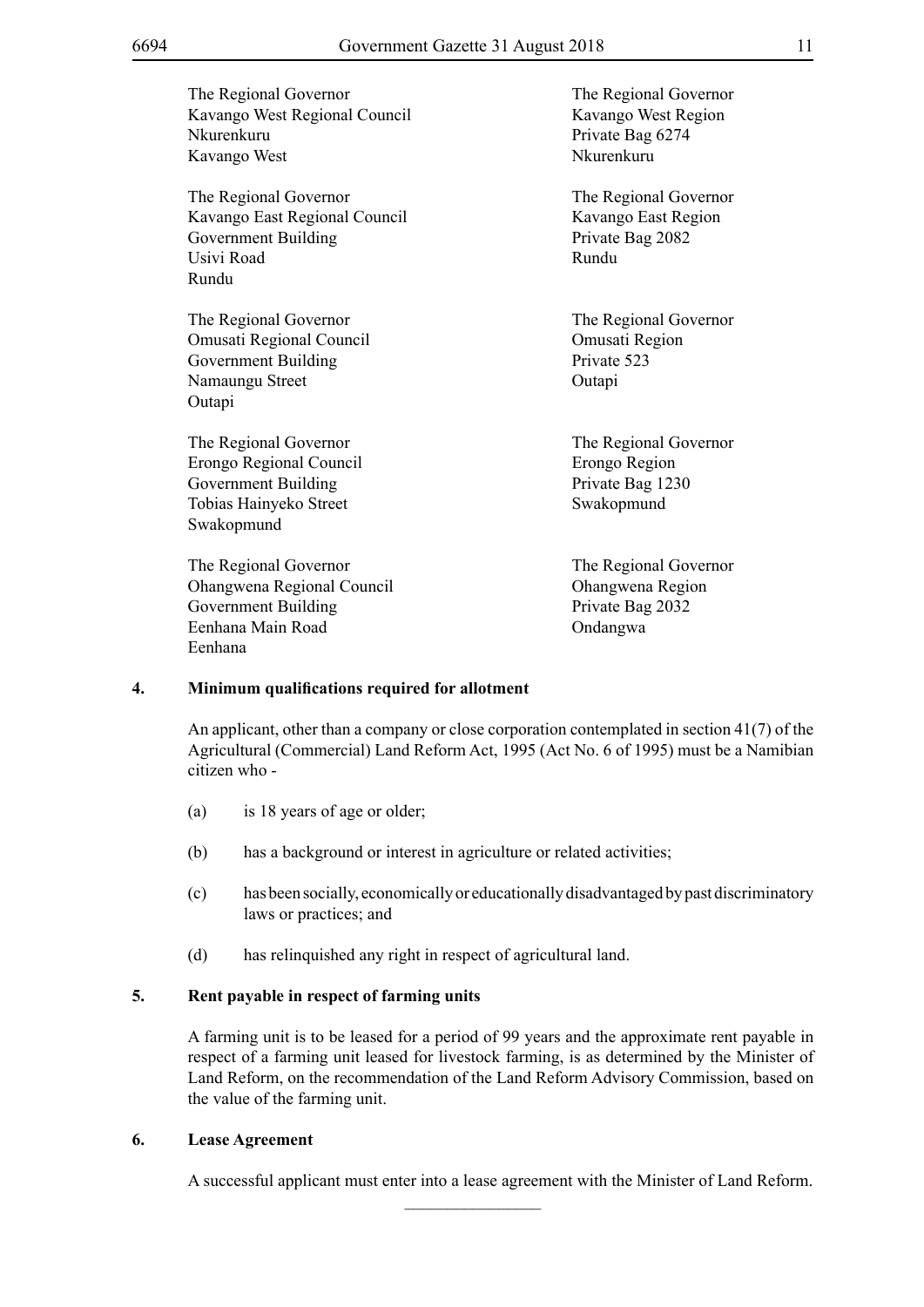The Regional Governor  
Kavango West Regional Council  
Nkurenkuru  
Kavango West

The Regional Governor  
Kavango West Region  
Private Bag 6274  
Nkurenkuru

The Regional Governor  
Kavango East Regional Council  
Government Building  
Usivi Road  
Rundu

The Regional Governor  
Kavango East Region  
Private Bag 2082  
Rundu

The Regional Governor  
Omusati Regional Council  
Government Building  
Namaungu Street  
Outapi

The Regional Governor  
Omusati Region  
Private 523  
Outapi

The Regional Governor  
Erongo Regional Council  
Government Building  
Tobias Hainyeko Street  
Swakopmund

The Regional Governor  
Erongo Region  
Private Bag 1230  
Swakopmund

The Regional Governor  
Ohangwena Regional Council  
Government Building  
Eenhana Main Road  
Eenhana

The Regional Governor  
Ohangwena Region  
Private Bag 2032  
Ondangwa

**4. Minimum qualifications required for allotment**

An applicant, other than a company or close corporation contemplated in section 41(7) of the Agricultural (Commercial) Land Reform Act, 1995 (Act No. 6 of 1995) must be a Namibian citizen who -

(a) is 18 years of age or older;

(b) has a background or interest in agriculture or related activities;

(c) has been socially, economically or educationally disadvantaged by past discriminatory laws or practices; and

(d) has relinquished any right in respect of agricultural land.

**5. Rent payable in respect of farming units**

A farming unit is to be leased for a period of 99 years and the approximate rent payable in respect of a farming unit leased for livestock farming, is as determined by the Minister of Land Reform, on the recommendation of the Land Reform Advisory Commission, based on the value of the farming unit.

**6. Lease Agreement**

A successful applicant must enter into a lease agreement with the Minister of Land Reform.

________________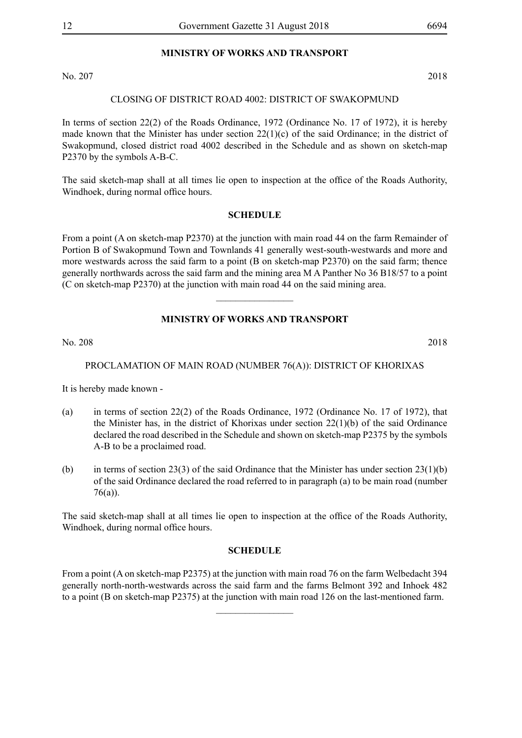## MINISTRY OF WORKS AND TRANSPORT

No. 207 2018

CLOSING OF DISTRICT ROAD 4002: DISTRICT OF SWAKOPMUND

In terms of section 22(2) of the Roads Ordinance, 1972 (Ordinance No. 17 of 1972), it is hereby made known that the Minister has under section 22(1)(c) of the said Ordinance; in the district of Swakopmund, closed district road 4002 described in the Schedule and as shown on sketch-map P2370 by the symbols A-B-C.

The said sketch-map shall at all times lie open to inspection at the office of the Roads Authority, Windhoek, during normal office hours.

### SCHEDULE

From a point (A on sketch-map P2370) at the junction with main road 44 on the farm Remainder of Portion B of Swakopmund Town and Townlands 41 generally west-south-westwards and more and more westwards across the said farm to a point (B on sketch-map P2370) on the said farm; thence generally northwards across the said farm and the mining area M A Panther No 36 B18/57 to a point (C on sketch-map P2370) at the junction with main road 44 on the said mining area.

---

## MINISTRY OF WORKS AND TRANSPORT

No. 208 2018

PROCLAMATION OF MAIN ROAD (NUMBER 76(A)): DISTRICT OF KHORIXAS

It is hereby made known -

(a) in terms of section 22(2) of the Roads Ordinance, 1972 (Ordinance No. 17 of 1972), that the Minister has, in the district of Khorixas under section 22(1)(b) of the said Ordinance declared the road described in the Schedule and shown on sketch-map P2375 by the symbols A-B to be a proclaimed road.

(b) in terms of section 23(3) of the said Ordinance that the Minister has under section 23(1)(b) of the said Ordinance declared the road referred to in paragraph (a) to be main road (number 76(a)).

The said sketch-map shall at all times lie open to inspection at the office of the Roads Authority, Windhoek, during normal office hours.

### SCHEDULE

From a point (A on sketch-map P2375) at the junction with main road 76 on the farm Welbedacht 394 generally north-north-westwards across the said farm and the farms Belmont 392 and Inhoek 482 to a point (B on sketch-map P2375) at the junction with main road 126 on the last-mentioned farm.

---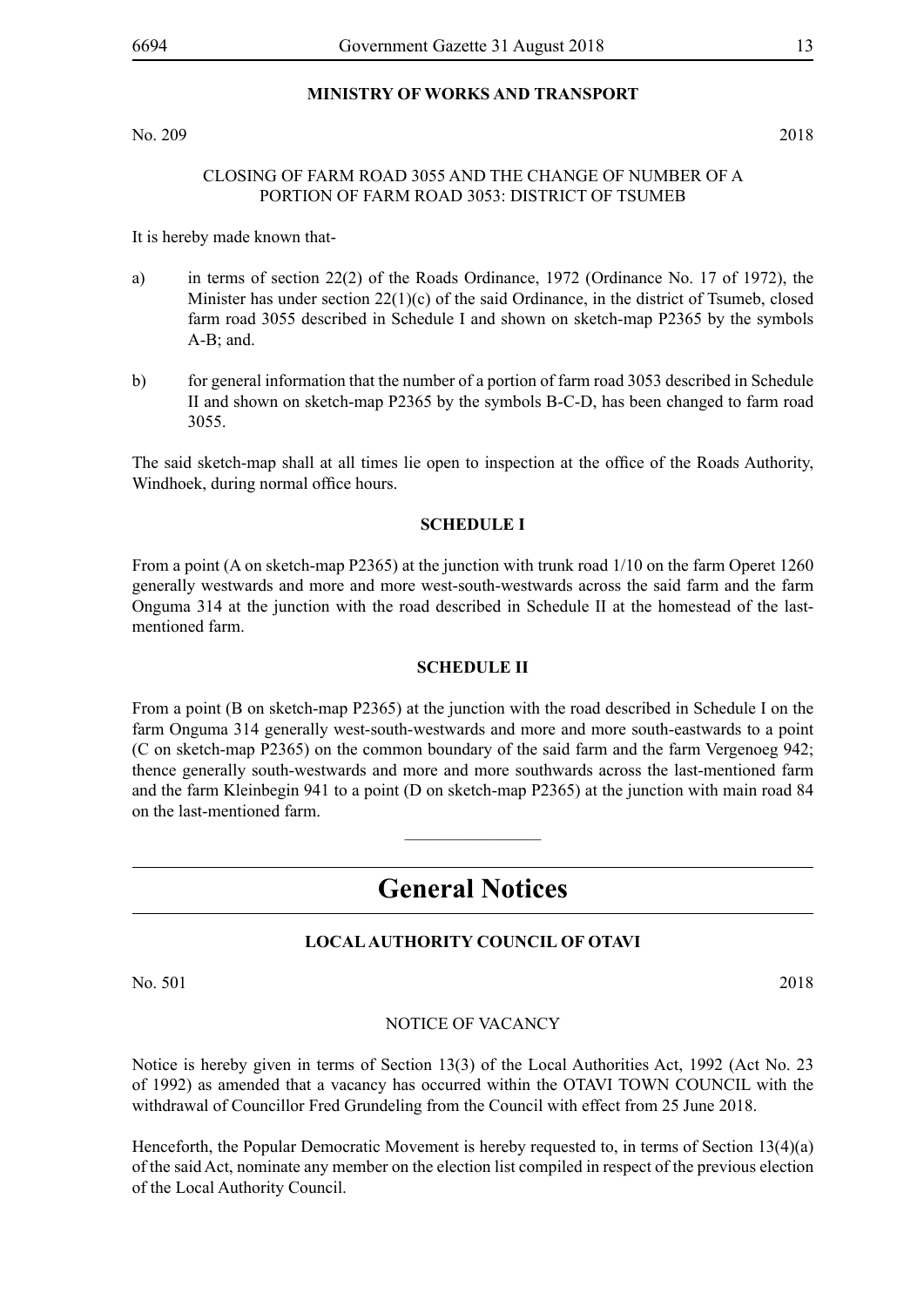**MINISTRY OF WORKS AND TRANSPORT**

No. 209 2018

CLOSING OF FARM ROAD 3055 AND THE CHANGE OF NUMBER OF A PORTION OF FARM ROAD 3053: DISTRICT OF TSUMEB

It is hereby made known that-

a) in terms of section 22(2) of the Roads Ordinance, 1972 (Ordinance No. 17 of 1972), the Minister has under section 22(1)(c) of the said Ordinance, in the district of Tsumeb, closed farm road 3055 described in Schedule I and shown on sketch-map P2365 by the symbols A-B; and.

b) for general information that the number of a portion of farm road 3053 described in Schedule II and shown on sketch-map P2365 by the symbols B-C-D, has been changed to farm road 3055.

The said sketch-map shall at all times lie open to inspection at the office of the Roads Authority, Windhoek, during normal office hours.

**SCHEDULE I**

From a point (A on sketch-map P2365) at the junction with trunk road 1/10 on the farm Operet 1260 generally westwards and more and more west-south-westwards across the said farm and the farm Onguma 314 at the junction with the road described in Schedule II at the homestead of the last-mentioned farm.

**SCHEDULE II**

From a point (B on sketch-map P2365) at the junction with the road described in Schedule I on the farm Onguma 314 generally west-south-westwards and more and more south-eastwards to a point (C on sketch-map P2365) on the common boundary of the said farm and the farm Vergenoeg 942; thence generally south-westwards and more and more southwards across the last-mentioned farm and the farm Kleinbegin 941 to a point (D on sketch-map P2365) at the junction with main road 84 on the last-mentioned farm.

________________

# General Notices

**LOCAL AUTHORITY COUNCIL OF OTAVI**

No. 501 2018

NOTICE OF VACANCY

Notice is hereby given in terms of Section 13(3) of the Local Authorities Act, 1992 (Act No. 23 of 1992) as amended that a vacancy has occurred within the OTAVI TOWN COUNCIL with the withdrawal of Councillor Fred Grundeling from the Council with effect from 25 June 2018.

Henceforth, the Popular Democratic Movement is hereby requested to, in terms of Section 13(4)(a) of the said Act, nominate any member on the election list compiled in respect of the previous election of the Local Authority Council.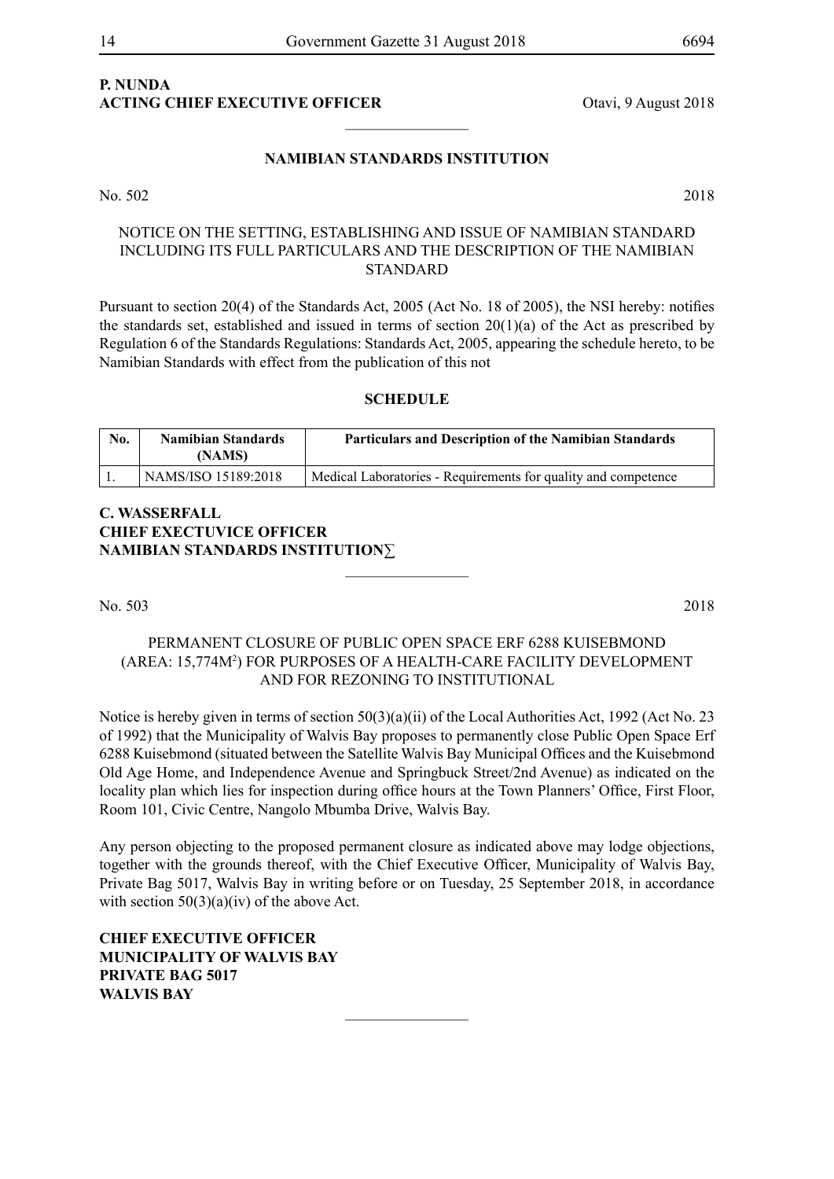**P. NUNDA**
**ACTING CHIEF EXECUTIVE OFFICER** Otavi, 9 August 2018

________________

## NAMIBIAN STANDARDS INSTITUTION

No. 502 2018

NOTICE ON THE SETTING, ESTABLISHING AND ISSUE OF NAMIBIAN STANDARD INCLUDING ITS FULL PARTICULARS AND THE DESCRIPTION OF THE NAMIBIAN STANDARD

Pursuant to section 20(4) of the Standards Act, 2005 (Act No. 18 of 2005), the NSI hereby: notifies the standards set, established and issued in terms of section 20(1)(a) of the Act as prescribed by Regulation 6 of the Standards Regulations: Standards Act, 2005, appearing the schedule hereto, to be Namibian Standards with effect from the publication of this not

### SCHEDULE

| No. | Namibian Standards (NAMS) | Particulars and Description of the Namibian Standards |
|---|---|---|
| 1. | NAMS/ISO 15189:2018 | Medical Laboratories - Requirements for quality and competence |

**C. WASSERFALL**
**CHIEF EXECTUVICE OFFICER**
**NAMIBIAN STANDARDS INSTITUTION∑**

________________

No. 503 2018

PERMANENT CLOSURE OF PUBLIC OPEN SPACE ERF 6288 KUISEBMOND (AREA: 15,774M²) FOR PURPOSES OF A HEALTH-CARE FACILITY DEVELOPMENT AND FOR REZONING TO INSTITUTIONAL

Notice is hereby given in terms of section 50(3)(a)(ii) of the Local Authorities Act, 1992 (Act No. 23 of 1992) that the Municipality of Walvis Bay proposes to permanently close Public Open Space Erf 6288 Kuisebmond (situated between the Satellite Walvis Bay Municipal Offices and the Kuisebmond Old Age Home, and Independence Avenue and Springbuck Street/2nd Avenue) as indicated on the locality plan which lies for inspection during office hours at the Town Planners' Office, First Floor, Room 101, Civic Centre, Nangolo Mbumba Drive, Walvis Bay.

Any person objecting to the proposed permanent closure as indicated above may lodge objections, together with the grounds thereof, with the Chief Executive Officer, Municipality of Walvis Bay, Private Bag 5017, Walvis Bay in writing before or on Tuesday, 25 September 2018, in accordance with section 50(3)(a)(iv) of the above Act.

**CHIEF EXECUTIVE OFFICER**
**MUNICIPALITY OF WALVIS BAY**
**PRIVATE BAG 5017**
**WALVIS BAY**

________________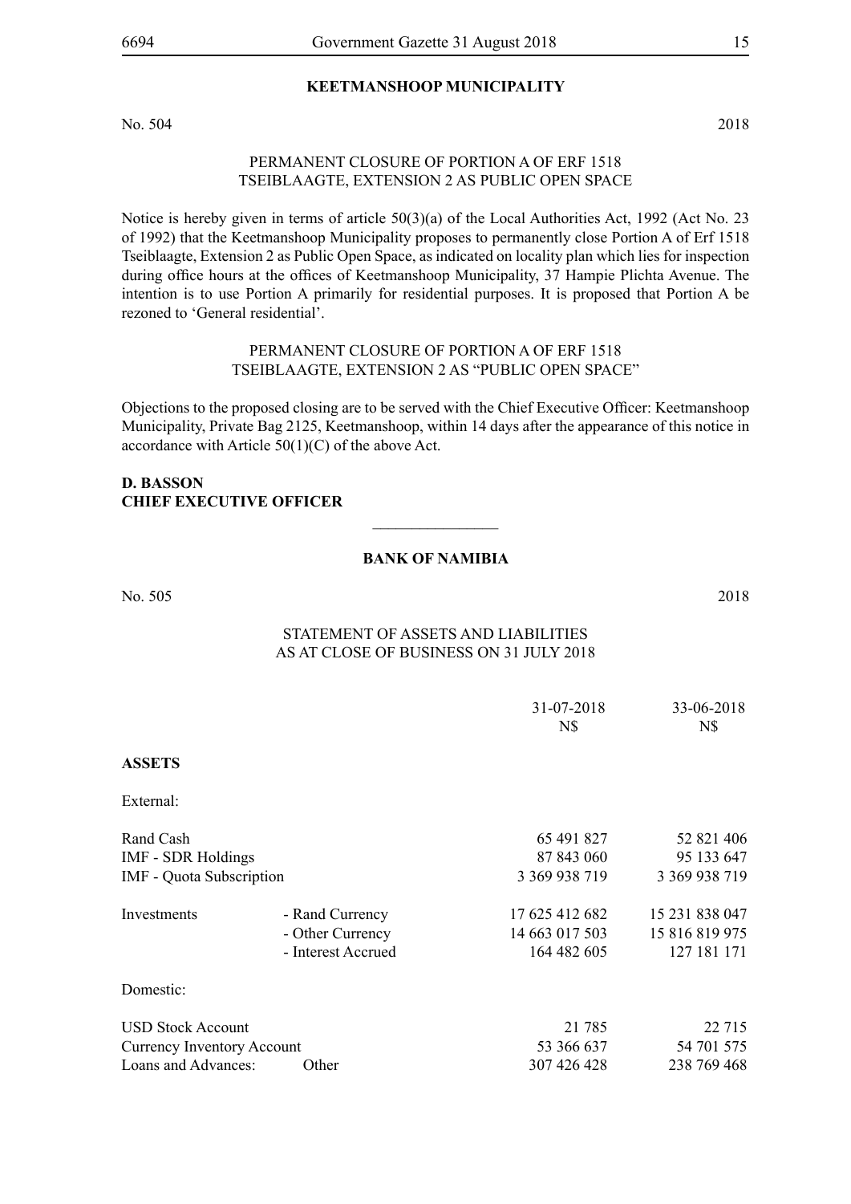## KEETMANSHOOP MUNICIPALITY

No. 504 2018

PERMANENT CLOSURE OF PORTION A OF ERF 1518
TSEIBLAAGTE, EXTENSION 2 AS PUBLIC OPEN SPACE

Notice is hereby given in terms of article 50(3)(a) of the Local Authorities Act, 1992 (Act No. 23 of 1992) that the Keetmanshoop Municipality proposes to permanently close Portion A of Erf 1518 Tseiblaagte, Extension 2 as Public Open Space, as indicated on locality plan which lies for inspection during office hours at the offices of Keetmanshoop Municipality, 37 Hampie Plichta Avenue. The intention is to use Portion A primarily for residential purposes. It is proposed that Portion A be rezoned to 'General residential'.

PERMANENT CLOSURE OF PORTION A OF ERF 1518
TSEIBLAAGTE, EXTENSION 2 AS "PUBLIC OPEN SPACE"

Objections to the proposed closing are to be served with the Chief Executive Officer: Keetmanshoop Municipality, Private Bag 2125, Keetmanshoop, within 14 days after the appearance of this notice in accordance with Article 50(1)(C) of the above Act.

**D. BASSON**
**CHIEF EXECUTIVE OFFICER**

---

## BANK OF NAMIBIA

No. 505 2018

STATEMENT OF ASSETS AND LIABILITIES
AS AT CLOSE OF BUSINESS ON 31 JULY 2018

| | | 31-07-2018<br>N$ | 33-06-2018<br>N$ |
|---|---|---|---|
| **ASSETS** | | | |
| External: | | | |
| Rand Cash | | 65 491 827 | 52 821 406 |
| IMF - SDR Holdings | | 87 843 060 | 95 133 647 |
| IMF - Quota Subscription | | 3 369 938 719 | 3 369 938 719 |
| Investments | - Rand Currency | 17 625 412 682 | 15 231 838 047 |
| | - Other Currency | 14 663 017 503 | 15 816 819 975 |
| | - Interest Accrued | 164 482 605 | 127 181 171 |
| Domestic: | | | |
| USD Stock Account | | 21 785 | 22 715 |
| Currency Inventory Account | | 53 366 637 | 54 701 575 |
| Loans and Advances: | Other | 307 426 428 | 238 769 468 |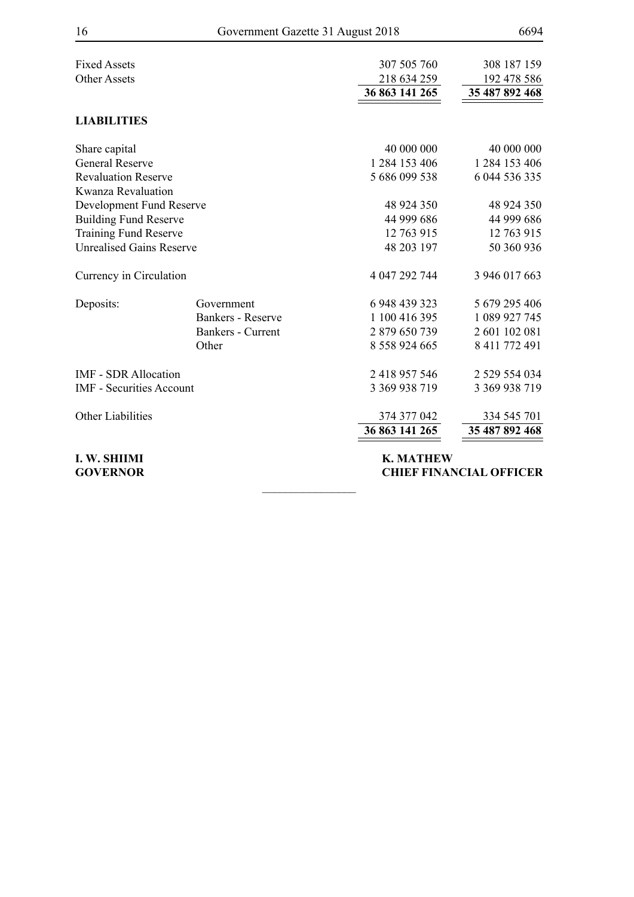| | | | |
|---|---|---|---|
| Fixed Assets | | 307 505 760 | 308 187 159 |
| Other Assets | | 218 634 259 | 192 478 586 |
| | | **36 863 141 265** | **35 487 892 468** |
| **LIABILITIES** | | | |
| Share capital | | 40 000 000 | 40 000 000 |
| General Reserve | | 1 284 153 406 | 1 284 153 406 |
| Revaluation Reserve | | 5 686 099 538 | 6 044 536 335 |
| Kwanza Revaluation | | | |
| Development Fund Reserve | | 48 924 350 | 48 924 350 |
| Building Fund Reserve | | 44 999 686 | 44 999 686 |
| Training Fund Reserve | | 12 763 915 | 12 763 915 |
| Unrealised Gains Reserve | | 48 203 197 | 50 360 936 |
| Currency in Circulation | | 4 047 292 744 | 3 946 017 663 |
| Deposits: | Government | 6 948 439 323 | 5 679 295 406 |
| | Bankers - Reserve | 1 100 416 395 | 1 089 927 745 |
| | Bankers - Current | 2 879 650 739 | 2 601 102 081 |
| | Other | 8 558 924 665 | 8 411 772 491 |
| IMF - SDR Allocation | | 2 418 957 546 | 2 529 554 034 |
| IMF - Securities Account | | 3 369 938 719 | 3 369 938 719 |
| Other Liabilities | | 374 377 042 | 334 545 701 |
| | | **36 863 141 265** | **35 487 892 468** |

**I. W. SHIIMI**
**GOVERNOR**

**K. MATHEW**
**CHIEF FINANCIAL OFFICER**

________________